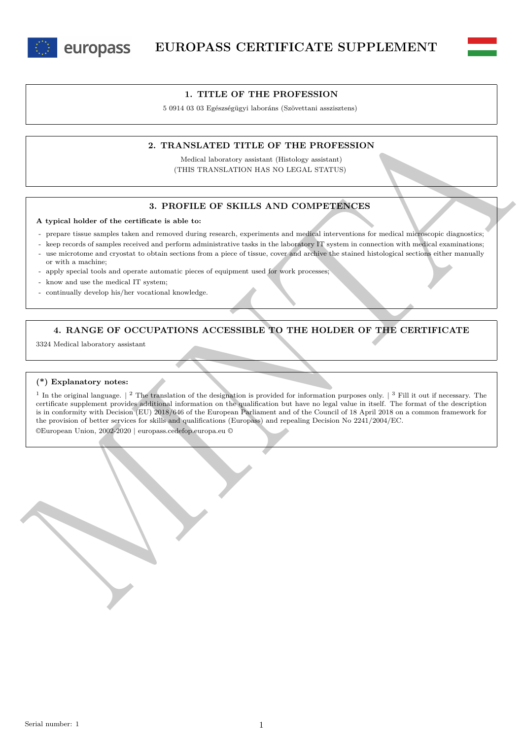# EUROPASS CERTIFICATE SUPPLEMENT

## 1. TITLE OF THE PROFESSION

5 0914 03 03 Egészségügyi laboráns (Szövettani asszisztens)

## 2. TRANSLATED TITLE OF THE PROFESSION

Medical laboratory assistant (Histology assistant)
(THIS TRANSLATION HAS NO LEGAL STATUS)

## 3. PROFILE OF SKILLS AND COMPETENCES

**A typical holder of the certificate is able to:**

- prepare tissue samples taken and removed during research, experiments and medical interventions for medical microscopic diagnostics;
- keep records of samples received and perform administrative tasks in the laboratory IT system in connection with medical examinations;
- use microtome and cryostat to obtain sections from a piece of tissue, cover and archive the stained histological sections either manually or with a machine;
- apply special tools and operate automatic pieces of equipment used for work processes;
- know and use the medical IT system;
- continually develop his/her vocational knowledge.

## 4. RANGE OF OCCUPATIONS ACCESSIBLE TO THE HOLDER OF THE CERTIFICATE

3324 Medical laboratory assistant

**(*) Explanatory notes:**

[1] In the original language. | [2] The translation of the designation is provided for information purposes only. | [3] Fill it out if necessary. The certificate supplement provides additional information on the qualification but have no legal value in itself. The format of the description is in conformity with Decision (EU) 2018/646 of the European Parliament and of the Council of 18 April 2018 on a common framework for the provision of better services for skills and qualifications (Europass) and repealing Decision No 2241/2004/EC.

©European Union, 2002-2020 | europass.cedefop.europa.eu ©

Serial number: 1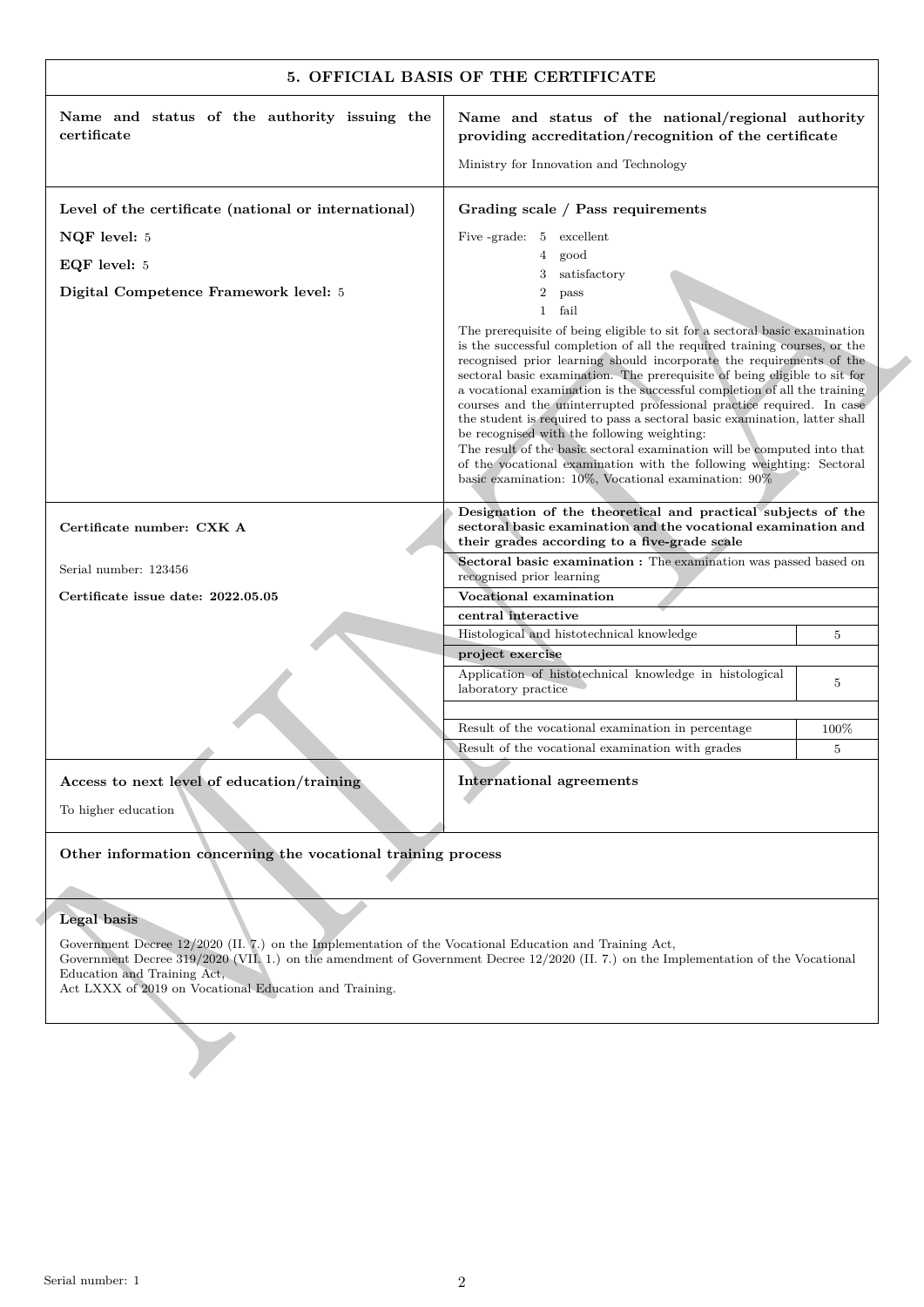## 5. OFFICIAL BASIS OF THE CERTIFICATE

**Name and status of the authority issuing the certificate**

**Name and status of the national/regional authority providing accreditation/recognition of the certificate**

Ministry for Innovation and Technology

**Level of the certificate (national or international)**

**NQF level:** 5

**EQF level:** 5

**Digital Competence Framework level:** 5

**Grading scale / Pass requirements**

Five -grade:
- 5 excellent
- 4 good
- 3 satisfactory
- 2 pass
- 1 fail

The prerequisite of being eligible to sit for a sectoral basic examination is the successful completion of all the required training courses, or the recognised prior learning should incorporate the requirements of the sectoral basic examination. The prerequisite of being eligible to sit for a vocational examination is the successful completion of all the training courses and the uninterrupted professional practice required. In case the student is required to pass a sectoral basic examination, latter shall be recognised with the following weighting:
The result of the basic sectoral examination will be computed into that of the vocational examination with the following weighting: Sectoral basic examination: 10%, Vocational examination: 90%

**Certificate number: CXK A**

Serial number: 123456

**Certificate issue date: 2022.05.05**

**Designation of the theoretical and practical subjects of the sectoral basic examination and the vocational examination and their grades according to a five-grade scale**

| | |
|---|---|
| **Sectoral basic examination :** The examination was passed based on recognised prior learning | |
| **Vocational examination** | |
| **central interactive** | |
| Histological and histotechnical knowledge | 5 |
| **project exercise** | |
| Application of histotechnical knowledge in histological laboratory practice | 5 |
| | |
| Result of the vocational examination in percentage | 100% |
| Result of the vocational examination with grades | 5 |

**Access to next level of education/training**

To higher education

**International agreements**

**Other information concerning the vocational training process**

**Legal basis**

Government Decree 12/2020 (II. 7.) on the Implementation of the Vocational Education and Training Act,
Government Decree 319/2020 (VII. 1.) on the amendment of Government Decree 12/2020 (II. 7.) on the Implementation of the Vocational Education and Training Act,
Act LXXX of 2019 on Vocational Education and Training.

Serial number: 1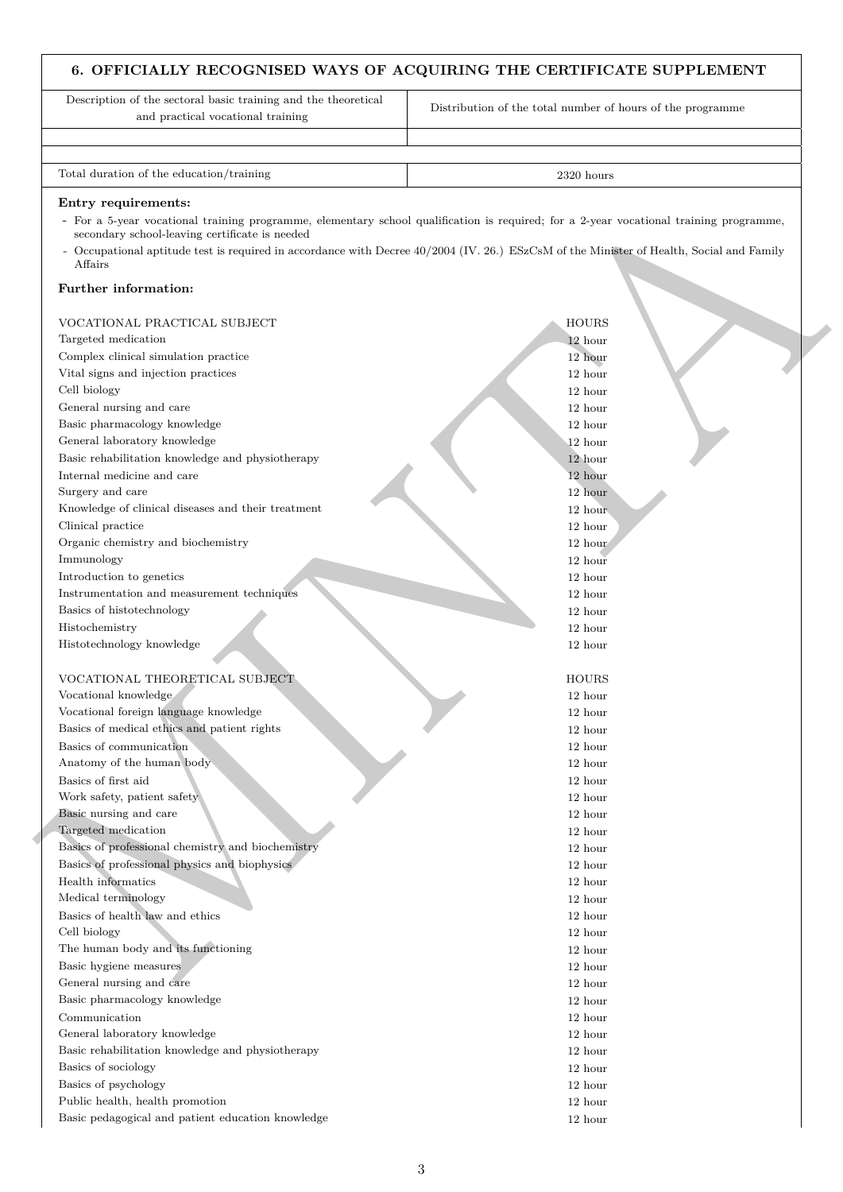## 6. OFFICIALLY RECOGNISED WAYS OF ACQUIRING THE CERTIFICATE SUPPLEMENT

| Description of the sectoral basic training and the theoretical and practical vocational training | Distribution of the total number of hours of the programme |
|---|---|
| | |
| Total duration of the education/training | 2320 hours |

**Entry requirements:**

- For a 5-year vocational training programme, elementary school qualification is required; for a 2-year vocational training programme, secondary school-leaving certificate is needed
- Occupational aptitude test is required in accordance with Decree 40/2004 (IV. 26.) ESzCsM of the Minister of Health, Social and Family Affairs

**Further information:**

| VOCATIONAL PRACTICAL SUBJECT | HOURS |
|---|---|
| Targeted medication | 12 hour |
| Complex clinical simulation practice | 12 hour |
| Vital signs and injection practices | 12 hour |
| Cell biology | 12 hour |
| General nursing and care | 12 hour |
| Basic pharmacology knowledge | 12 hour |
| General laboratory knowledge | 12 hour |
| Basic rehabilitation knowledge and physiotherapy | 12 hour |
| Internal medicine and care | 12 hour |
| Surgery and care | 12 hour |
| Knowledge of clinical diseases and their treatment | 12 hour |
| Clinical practice | 12 hour |
| Organic chemistry and biochemistry | 12 hour |
| Immunology | 12 hour |
| Introduction to genetics | 12 hour |
| Instrumentation and measurement techniques | 12 hour |
| Basics of histotechnology | 12 hour |
| Histochemistry | 12 hour |
| Histotechnology knowledge | 12 hour |

| VOCATIONAL THEORETICAL SUBJECT | HOURS |
|---|---|
| Vocational knowledge | 12 hour |
| Vocational foreign language knowledge | 12 hour |
| Basics of medical ethics and patient rights | 12 hour |
| Basics of communication | 12 hour |
| Anatomy of the human body | 12 hour |
| Basics of first aid | 12 hour |
| Work safety, patient safety | 12 hour |
| Basic nursing and care | 12 hour |
| Targeted medication | 12 hour |
| Basics of professional chemistry and biochemistry | 12 hour |
| Basics of professional physics and biophysics | 12 hour |
| Health informatics | 12 hour |
| Medical terminology | 12 hour |
| Basics of health law and ethics | 12 hour |
| Cell biology | 12 hour |
| The human body and its functioning | 12 hour |
| Basic hygiene measures | 12 hour |
| General nursing and care | 12 hour |
| Basic pharmacology knowledge | 12 hour |
| Communication | 12 hour |
| General laboratory knowledge | 12 hour |
| Basic rehabilitation knowledge and physiotherapy | 12 hour |
| Basics of sociology | 12 hour |
| Basics of psychology | 12 hour |
| Public health, health promotion | 12 hour |
| Basic pedagogical and patient education knowledge | 12 hour |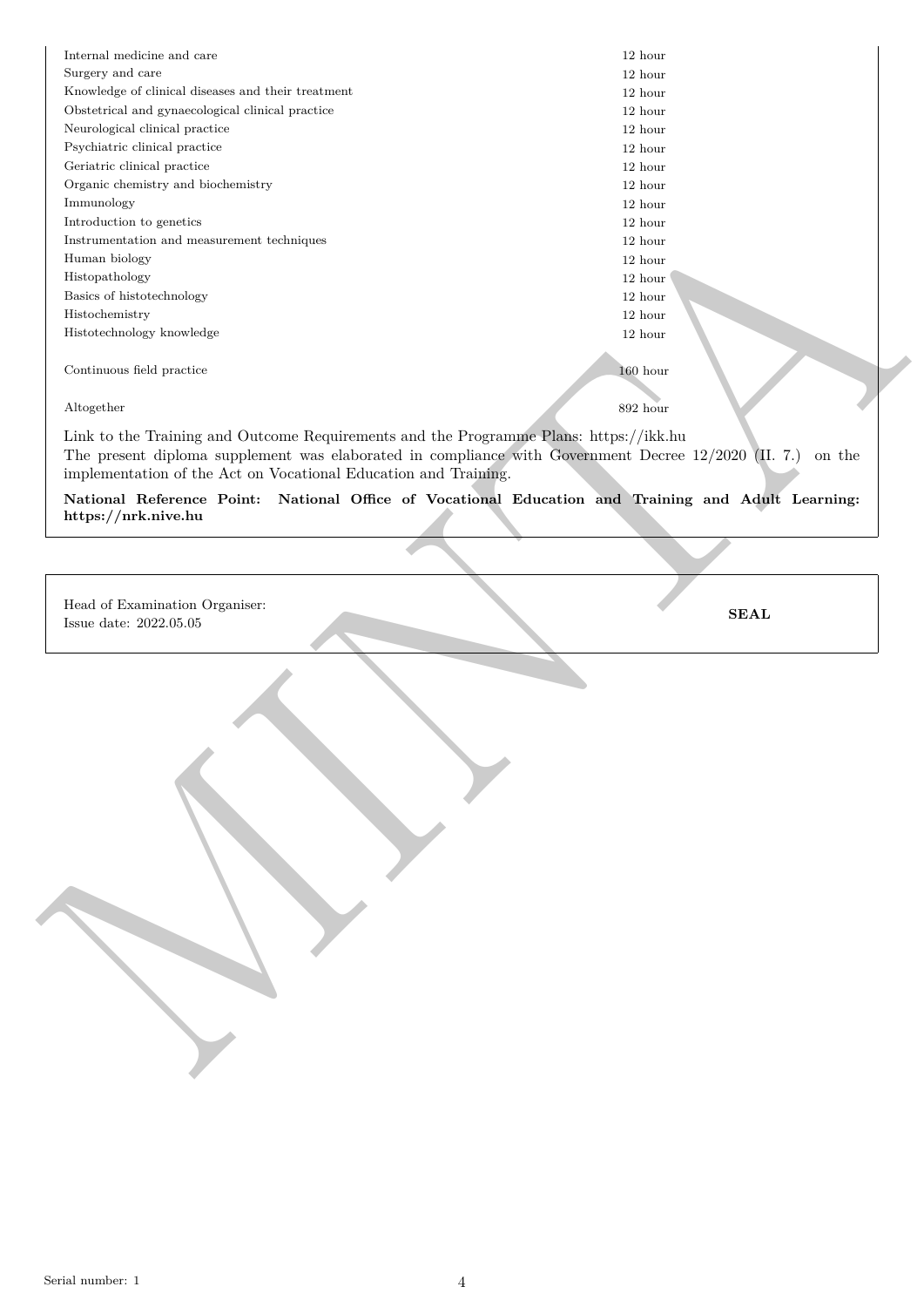| | |
|---|---|
| Internal medicine and care | 12 hour |
| Surgery and care | 12 hour |
| Knowledge of clinical diseases and their treatment | 12 hour |
| Obstetrical and gynaecological clinical practice | 12 hour |
| Neurological clinical practice | 12 hour |
| Psychiatric clinical practice | 12 hour |
| Geriatric clinical practice | 12 hour |
| Organic chemistry and biochemistry | 12 hour |
| Immunology | 12 hour |
| Introduction to genetics | 12 hour |
| Instrumentation and measurement techniques | 12 hour |
| Human biology | 12 hour |
| Histopathology | 12 hour |
| Basics of histotechnology | 12 hour |
| Histochemistry | 12 hour |
| Histotechnology knowledge | 12 hour |
| Continuous field practice | 160 hour |
| Altogether | 892 hour |

Link to the Training and Outcome Requirements and the Programme Plans: https://ikk.hu
The present diploma supplement was elaborated in compliance with Government Decree 12/2020 (II. 7.) on the implementation of the Act on Vocational Education and Training.

**National Reference Point: National Office of Vocational Education and Training and Adult Learning: https://nrk.nive.hu**

Head of Examination Organiser:
Issue date: 2022.05.05

**SEAL**

Serial number: 1